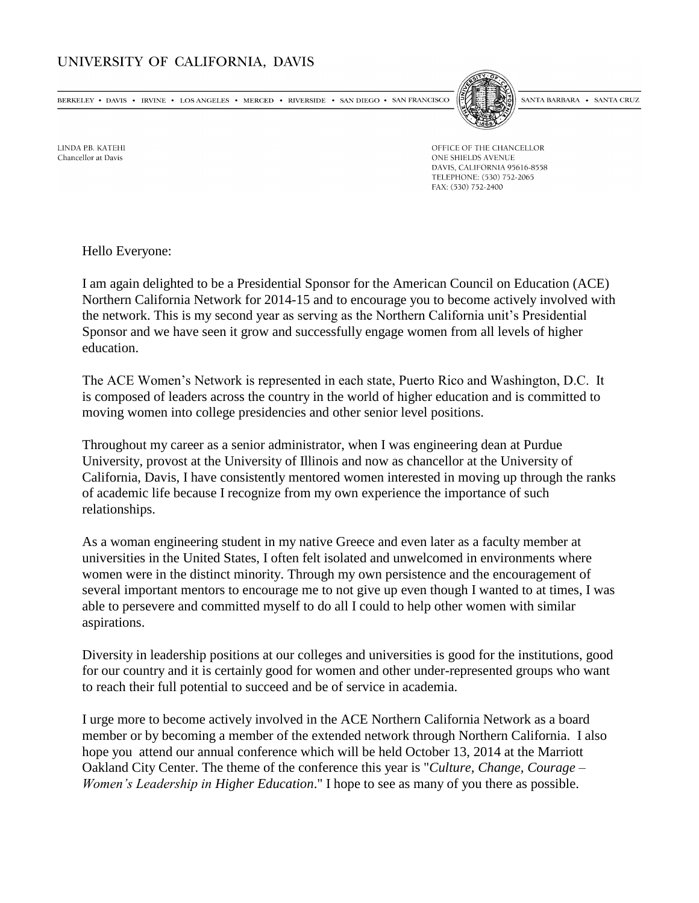UNIVERSITY OF CALIFORNIA, DAVIS

BERKELEY • DAVIS • IRVINE • LOS ANGELES • MERCED • RIVERSIDE • SAN DIEGO • SAN FRANCISCO SANTA BARBARA • SANTA CRUZ

LINDA P.B. KATEHI
Chancellor at Davis

OFFICE OF THE CHANCELLOR
ONE SHIELDS AVENUE
DAVIS, CALIFORNIA 95616-8558
TELEPHONE: (530) 752-2065
FAX: (530) 752-2400

Hello Everyone:

I am again delighted to be a Presidential Sponsor for the American Council on Education (ACE) Northern California Network for 2014-15 and to encourage you to become actively involved with the network. This is my second year as serving as the Northern California unit's Presidential Sponsor and we have seen it grow and successfully engage women from all levels of higher education.

The ACE Women's Network is represented in each state, Puerto Rico and Washington, D.C. It is composed of leaders across the country in the world of higher education and is committed to moving women into college presidencies and other senior level positions.

Throughout my career as a senior administrator, when I was engineering dean at Purdue University, provost at the University of Illinois and now as chancellor at the University of California, Davis, I have consistently mentored women interested in moving up through the ranks of academic life because I recognize from my own experience the importance of such relationships.

As a woman engineering student in my native Greece and even later as a faculty member at universities in the United States, I often felt isolated and unwelcomed in environments where women were in the distinct minority. Through my own persistence and the encouragement of several important mentors to encourage me to not give up even though I wanted to at times, I was able to persevere and committed myself to do all I could to help other women with similar aspirations.

Diversity in leadership positions at our colleges and universities is good for the institutions, good for our country and it is certainly good for women and other under-represented groups who want to reach their full potential to succeed and be of service in academia.

I urge more to become actively involved in the ACE Northern California Network as a board member or by becoming a member of the extended network through Northern California. I also hope you attend our annual conference which will be held October 13, 2014 at the Marriott Oakland City Center. The theme of the conference this year is "*Culture, Change, Courage – Women's Leadership in Higher Education*." I hope to see as many of you there as possible.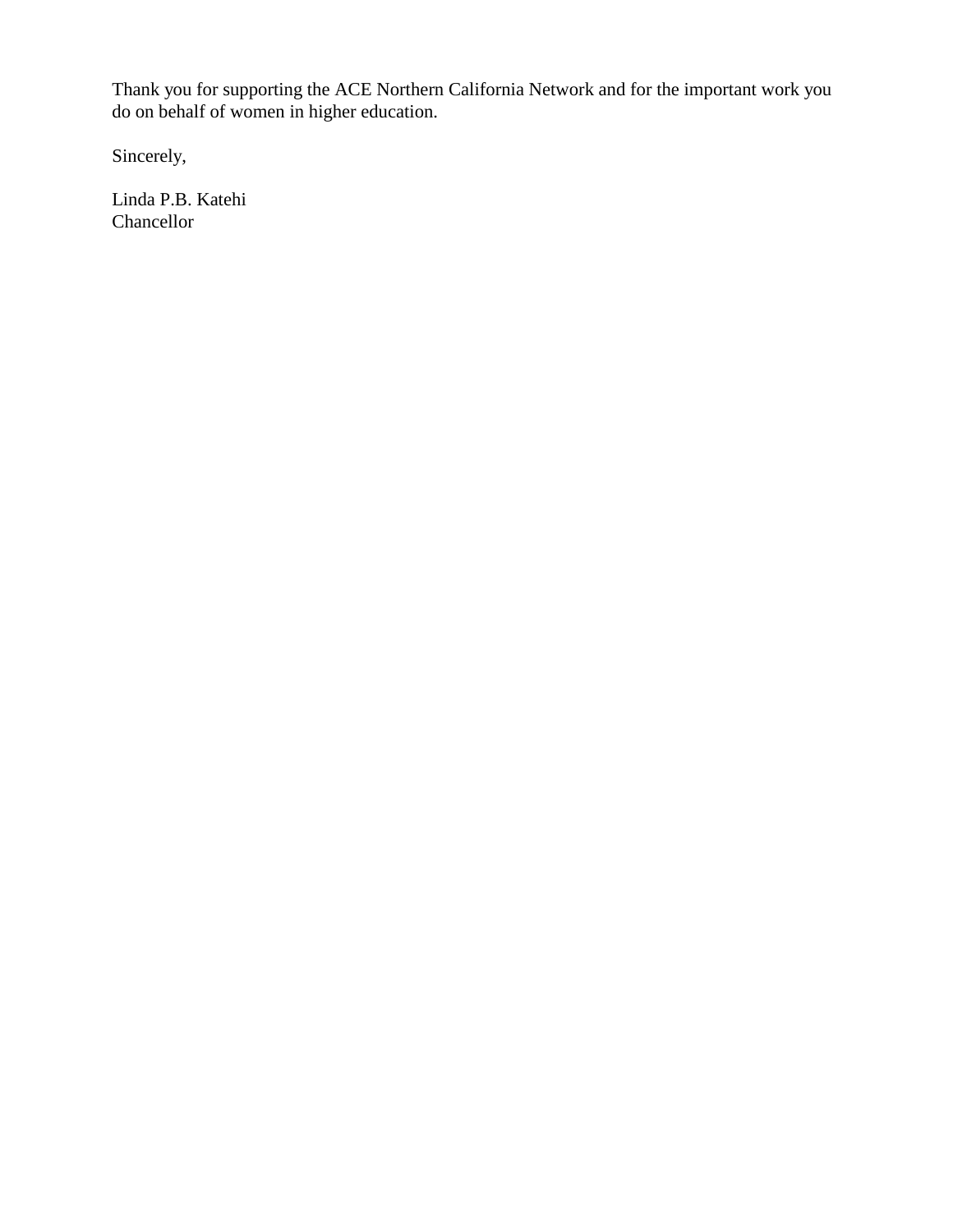Thank you for supporting the ACE Northern California Network and for the important work you do on behalf of women in higher education.

Sincerely,

Linda P.B. Katehi
Chancellor